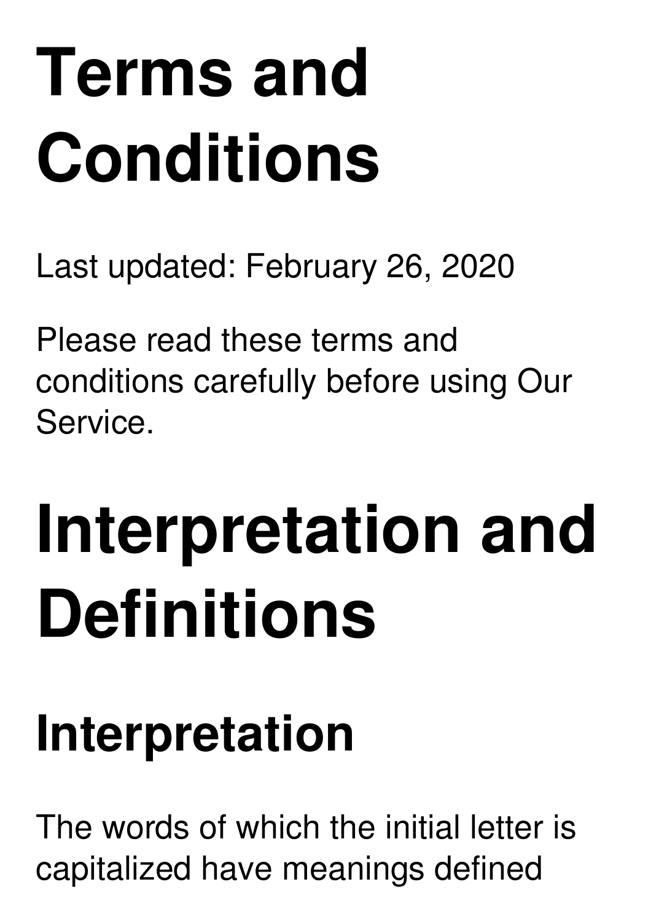# Terms and Conditions

Last updated: February 26, 2020

Please read these terms and conditions carefully before using Our Service.

# Interpretation and Definitions

## Interpretation

The words of which the initial letter is capitalized have meanings defined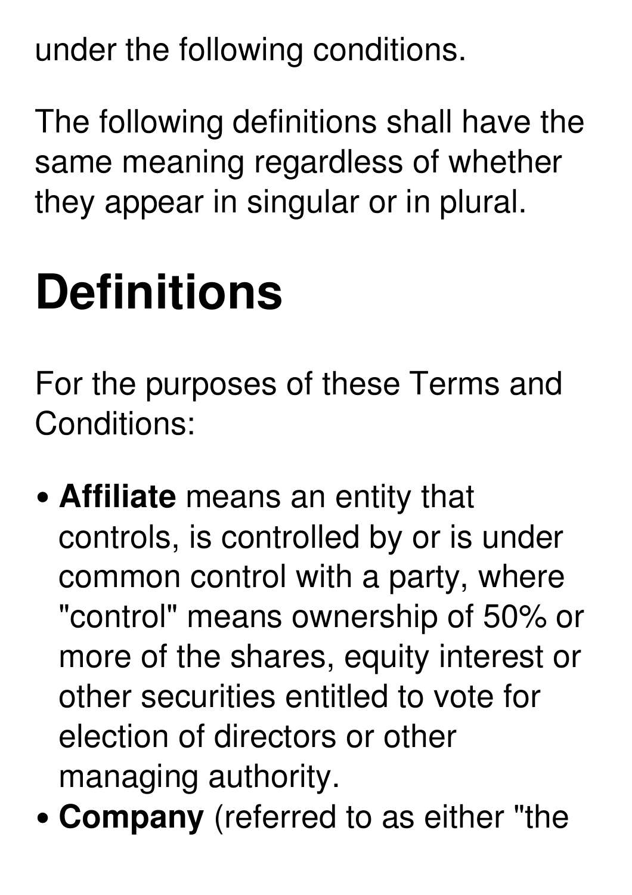under the following conditions.

The following definitions shall have the same meaning regardless of whether they appear in singular or in plural.

# Definitions

For the purposes of these Terms and Conditions:

- **Affiliate** means an entity that controls, is controlled by or is under common control with a party, where "control" means ownership of 50% or more of the shares, equity interest or other securities entitled to vote for election of directors or other managing authority.
- **Company** (referred to as either "the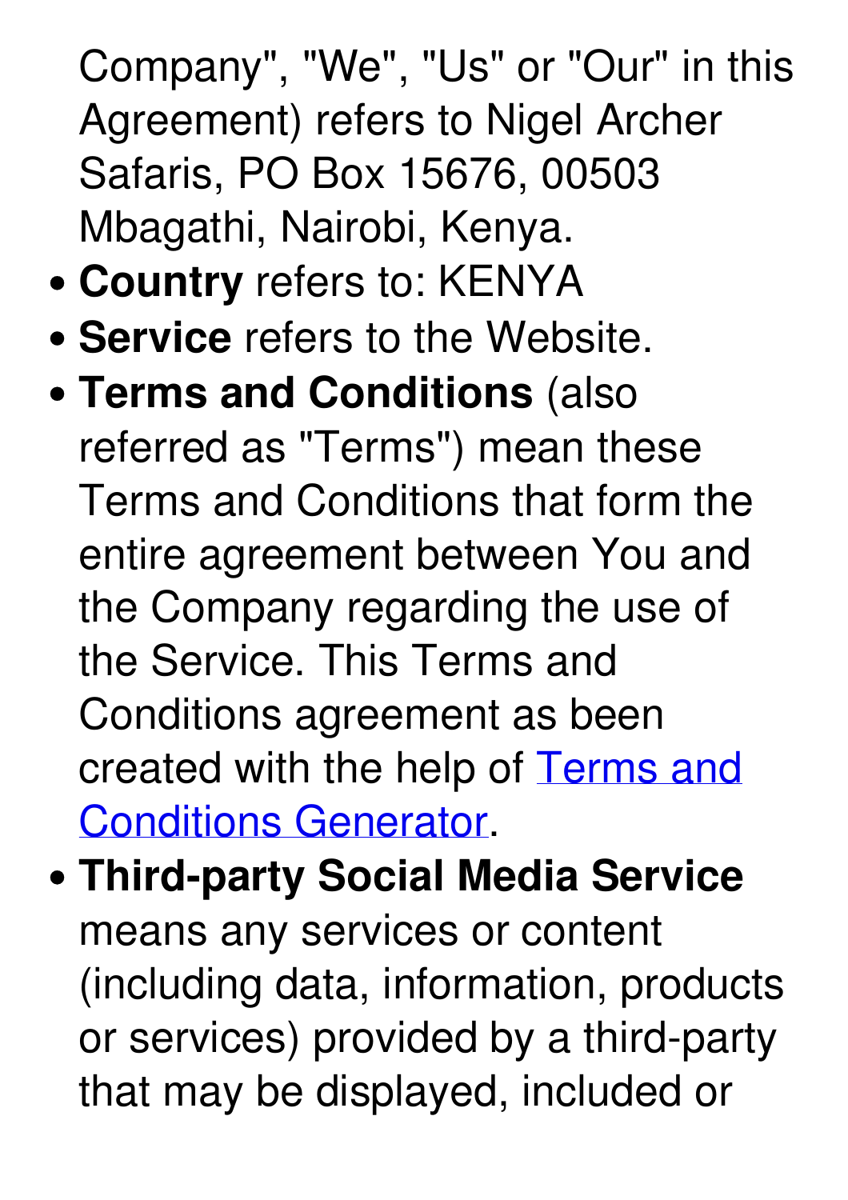Company", "We", "Us" or "Our" in this Agreement) refers to Nigel Archer Safaris, PO Box 15676, 00503 Mbagathi, Nairobi, Kenya.

- **Country** refers to: KENYA
- **Service** refers to the Website.
- **Terms and Conditions** (also referred as "Terms") mean these Terms and Conditions that form the entire agreement between You and the Company regarding the use of the Service. This Terms and Conditions agreement as been created with the help of [Terms and Conditions Generator].
- **Third-party Social Media Service** means any services or content (including data, information, products or services) provided by a third-party that may be displayed, included or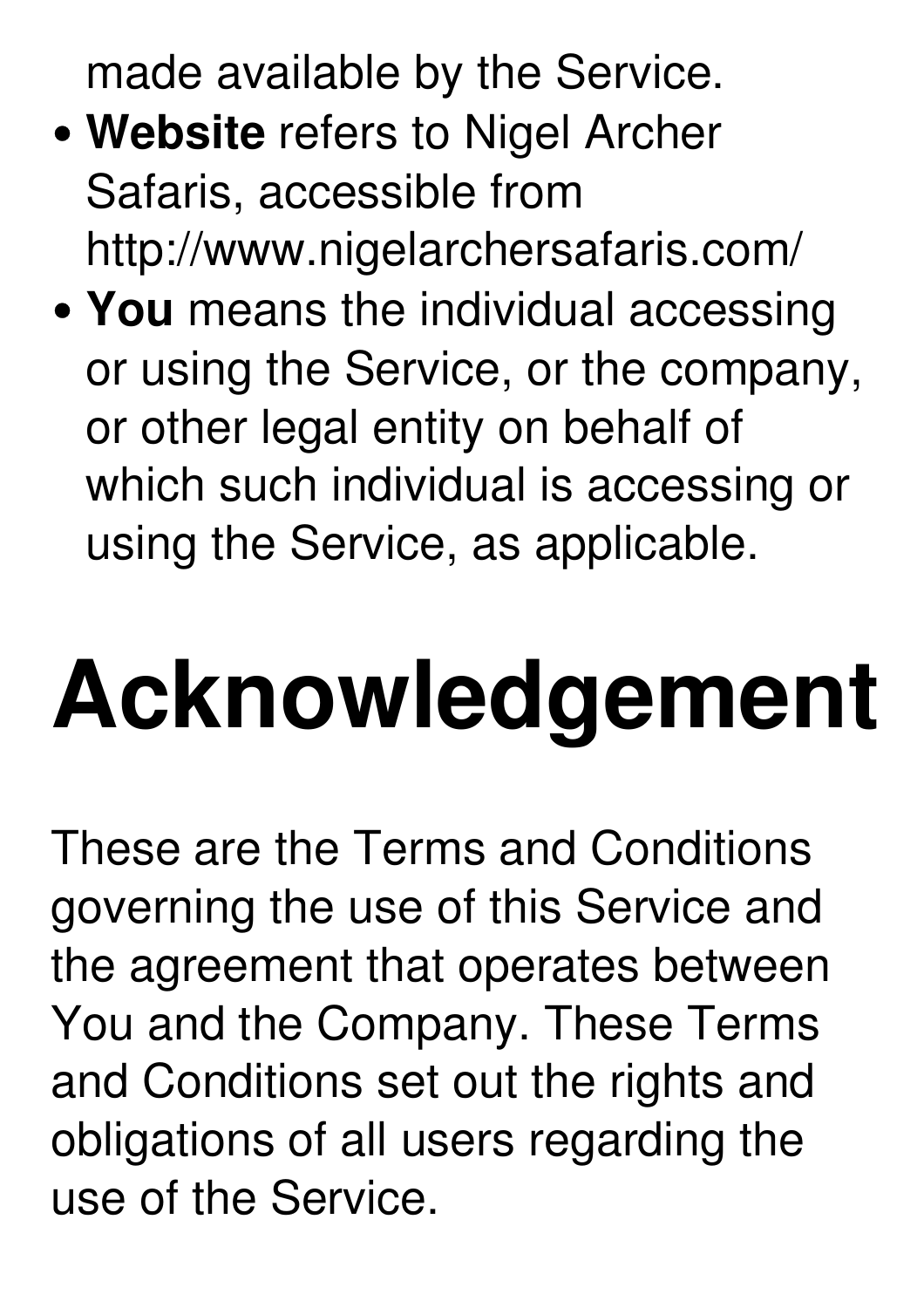made available by the Service.

- **Website** refers to Nigel Archer Safaris, accessible from http://www.nigelarchersafaris.com/
- **You** means the individual accessing or using the Service, or the company, or other legal entity on behalf of which such individual is accessing or using the Service, as applicable.

# Acknowledgement

These are the Terms and Conditions governing the use of this Service and the agreement that operates between You and the Company. These Terms and Conditions set out the rights and obligations of all users regarding the use of the Service.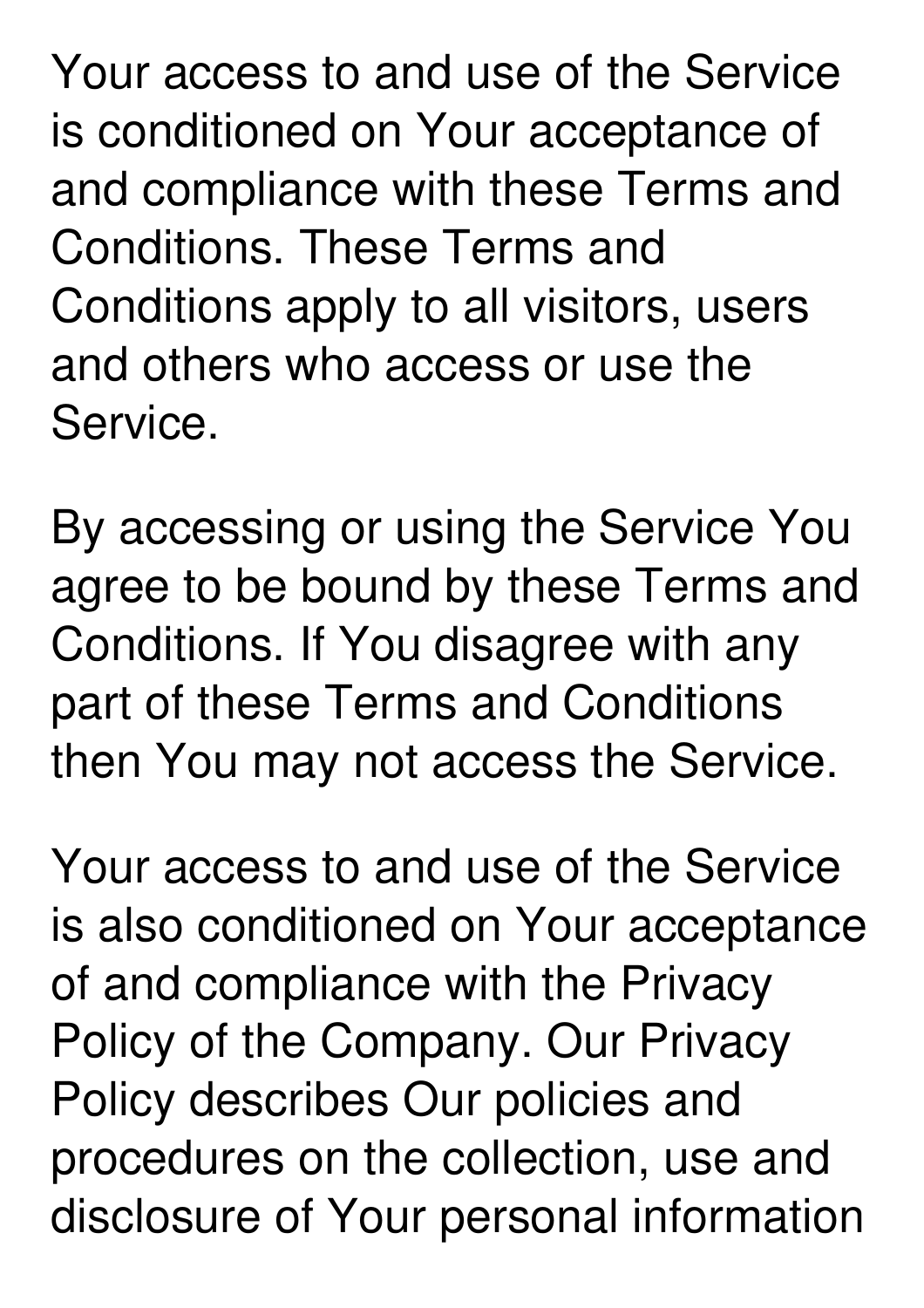Your access to and use of the Service is conditioned on Your acceptance of and compliance with these Terms and Conditions. These Terms and Conditions apply to all visitors, users and others who access or use the Service.

By accessing or using the Service You agree to be bound by these Terms and Conditions. If You disagree with any part of these Terms and Conditions then You may not access the Service.

Your access to and use of the Service is also conditioned on Your acceptance of and compliance with the Privacy Policy of the Company. Our Privacy Policy describes Our policies and procedures on the collection, use and disclosure of Your personal information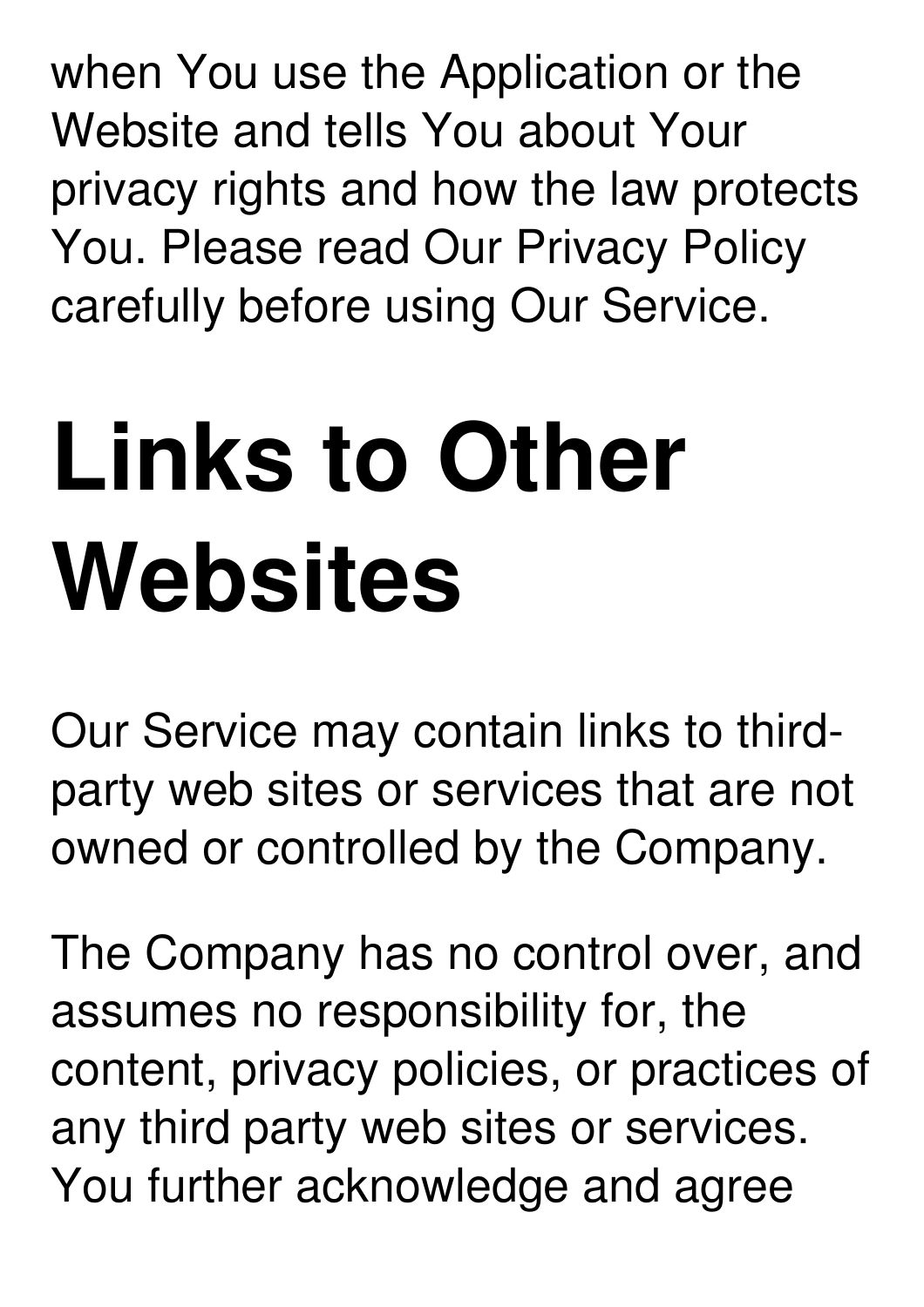when You use the Application or the Website and tells You about Your privacy rights and how the law protects You. Please read Our Privacy Policy carefully before using Our Service.

# Links to Other Websites

Our Service may contain links to third-party web sites or services that are not owned or controlled by the Company.

The Company has no control over, and assumes no responsibility for, the content, privacy policies, or practices of any third party web sites or services. You further acknowledge and agree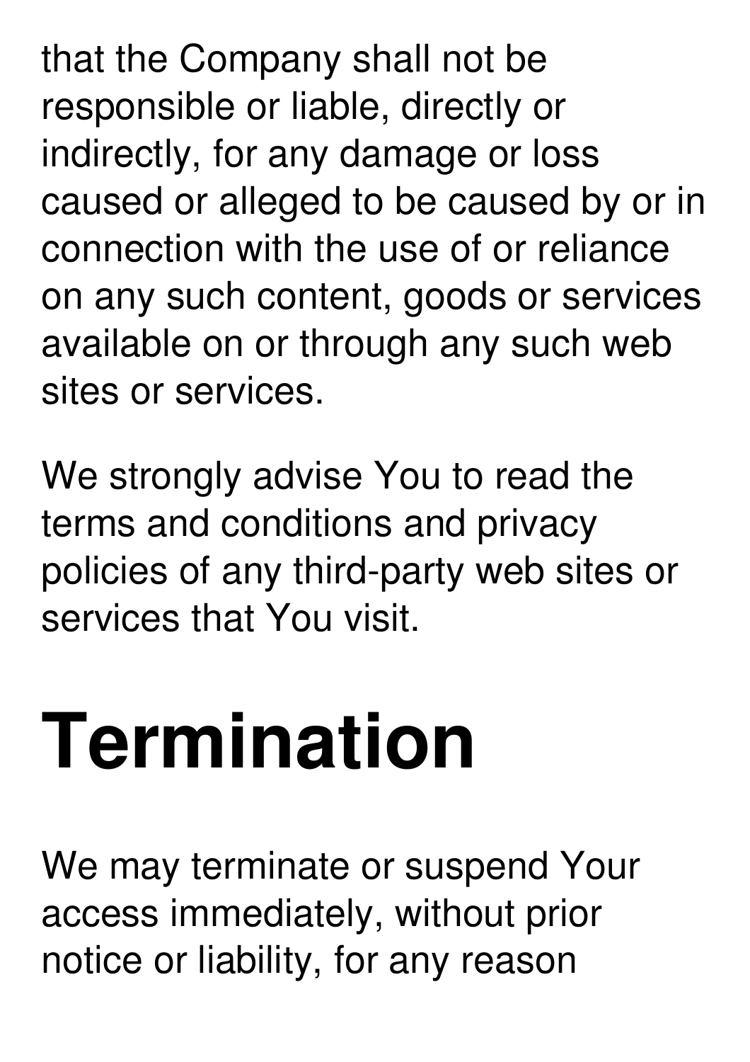that the Company shall not be responsible or liable, directly or indirectly, for any damage or loss caused or alleged to be caused by or in connection with the use of or reliance on any such content, goods or services available on or through any such web sites or services.

We strongly advise You to read the terms and conditions and privacy policies of any third-party web sites or services that You visit.

# Termination

We may terminate or suspend Your access immediately, without prior notice or liability, for any reason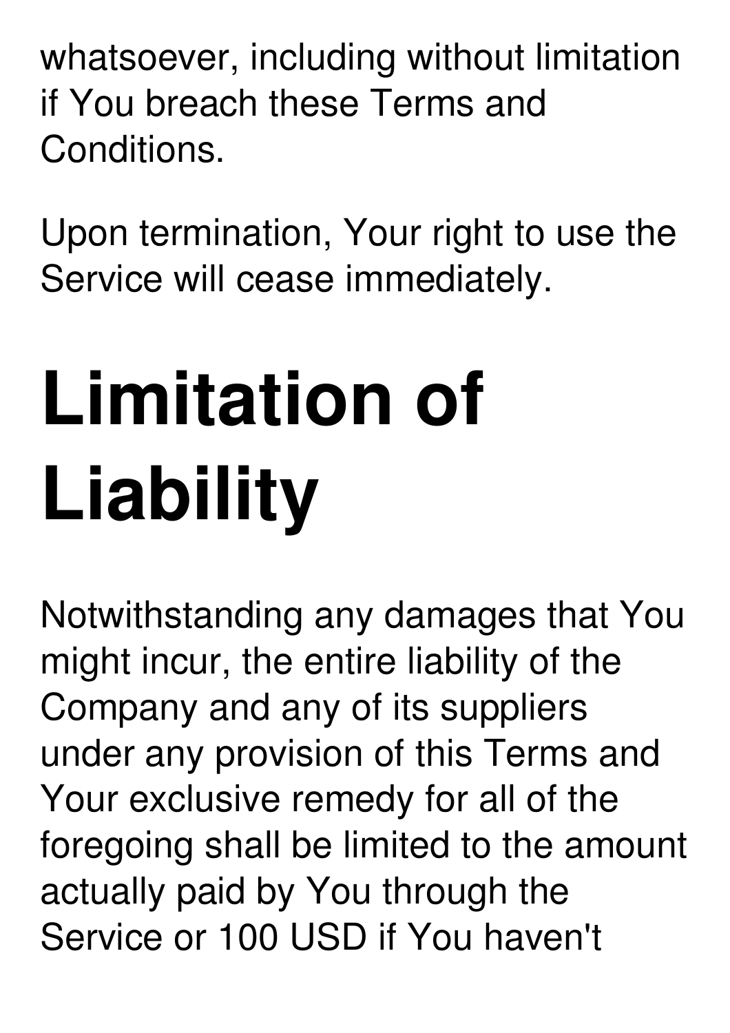whatsoever, including without limitation if You breach these Terms and Conditions.

Upon termination, Your right to use the Service will cease immediately.

# Limitation of Liability

Notwithstanding any damages that You might incur, the entire liability of the Company and any of its suppliers under any provision of this Terms and Your exclusive remedy for all of the foregoing shall be limited to the amount actually paid by You through the Service or 100 USD if You haven't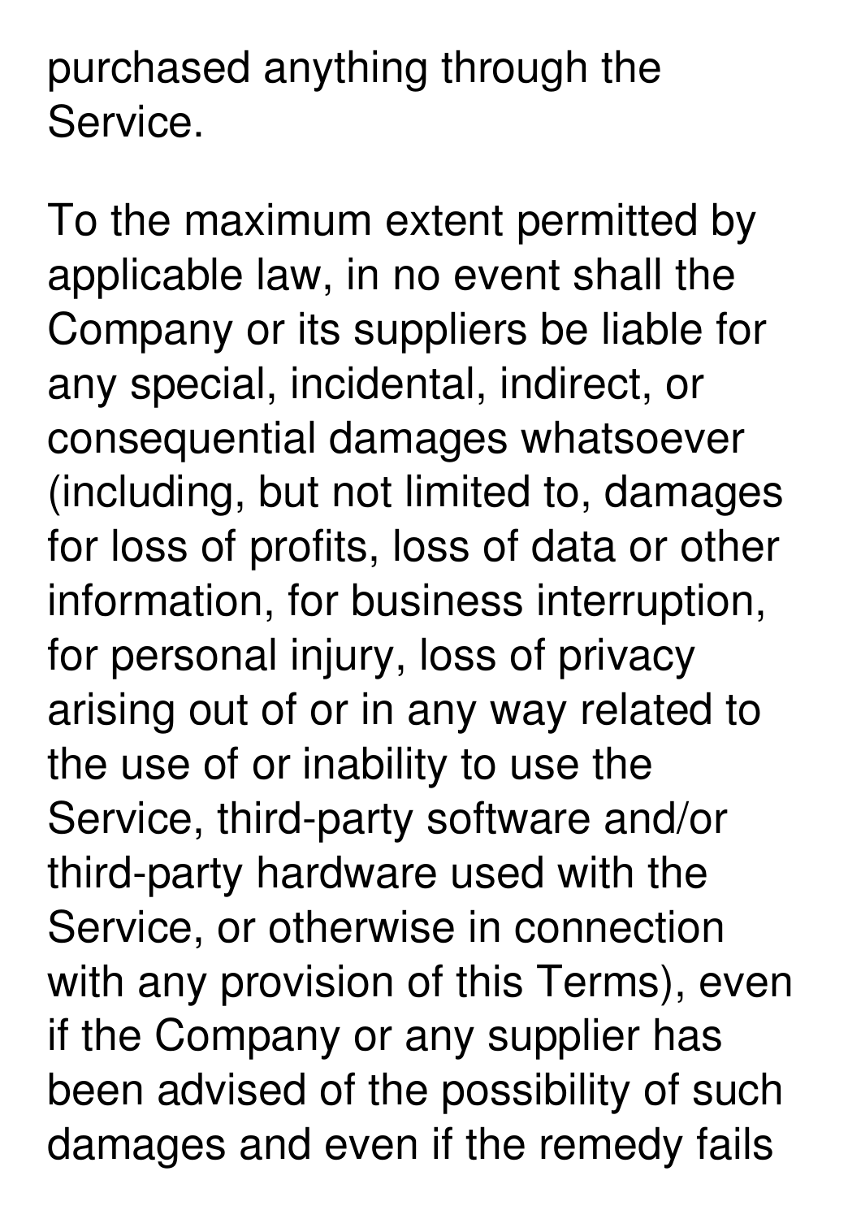purchased anything through the Service.

To the maximum extent permitted by applicable law, in no event shall the Company or its suppliers be liable for any special, incidental, indirect, or consequential damages whatsoever (including, but not limited to, damages for loss of profits, loss of data or other information, for business interruption, for personal injury, loss of privacy arising out of or in any way related to the use of or inability to use the Service, third-party software and/or third-party hardware used with the Service, or otherwise in connection with any provision of this Terms), even if the Company or any supplier has been advised of the possibility of such damages and even if the remedy fails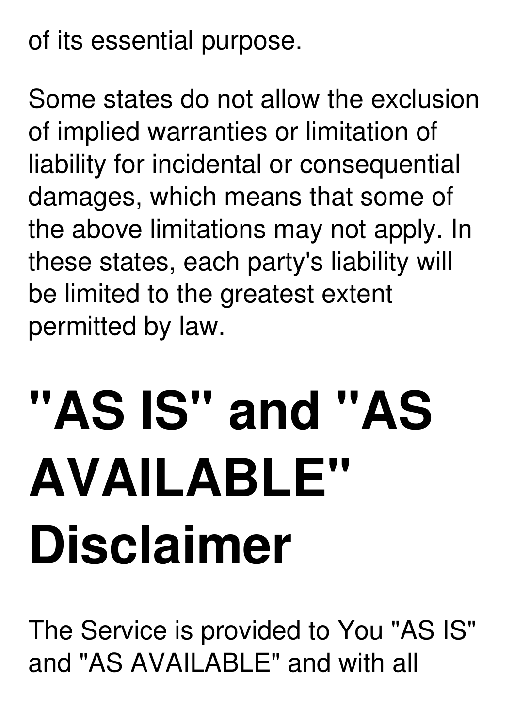of its essential purpose.

Some states do not allow the exclusion of implied warranties or limitation of liability for incidental or consequential damages, which means that some of the above limitations may not apply. In these states, each party's liability will be limited to the greatest extent permitted by law.

# "AS IS" and "AS AVAILABLE" Disclaimer

The Service is provided to You "AS IS" and "AS AVAILABLE" and with all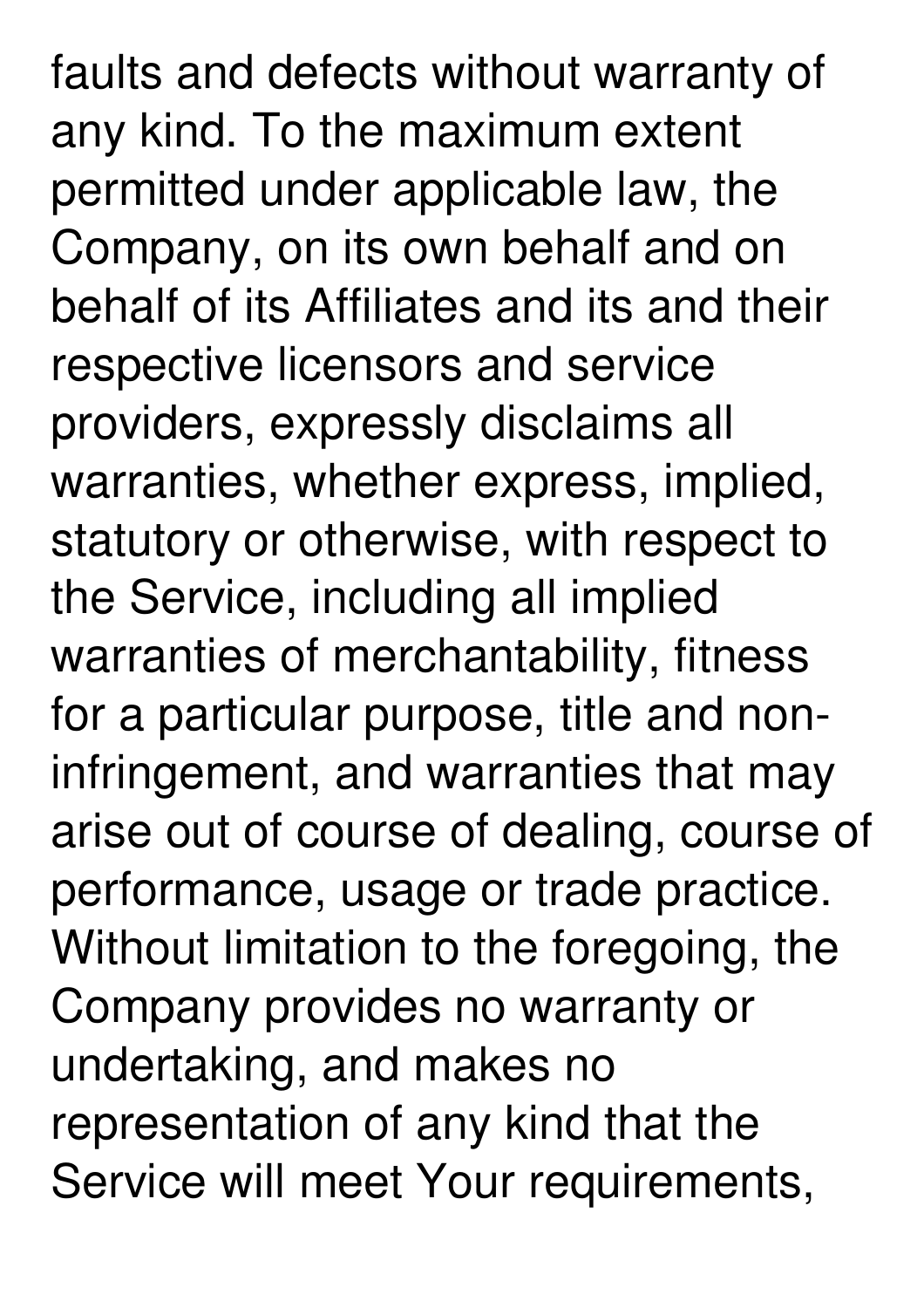faults and defects without warranty of any kind. To the maximum extent permitted under applicable law, the Company, on its own behalf and on behalf of its Affiliates and its and their respective licensors and service providers, expressly disclaims all warranties, whether express, implied, statutory or otherwise, with respect to the Service, including all implied warranties of merchantability, fitness for a particular purpose, title and non-infringement, and warranties that may arise out of course of dealing, course of performance, usage or trade practice. Without limitation to the foregoing, the Company provides no warranty or undertaking, and makes no representation of any kind that the Service will meet Your requirements,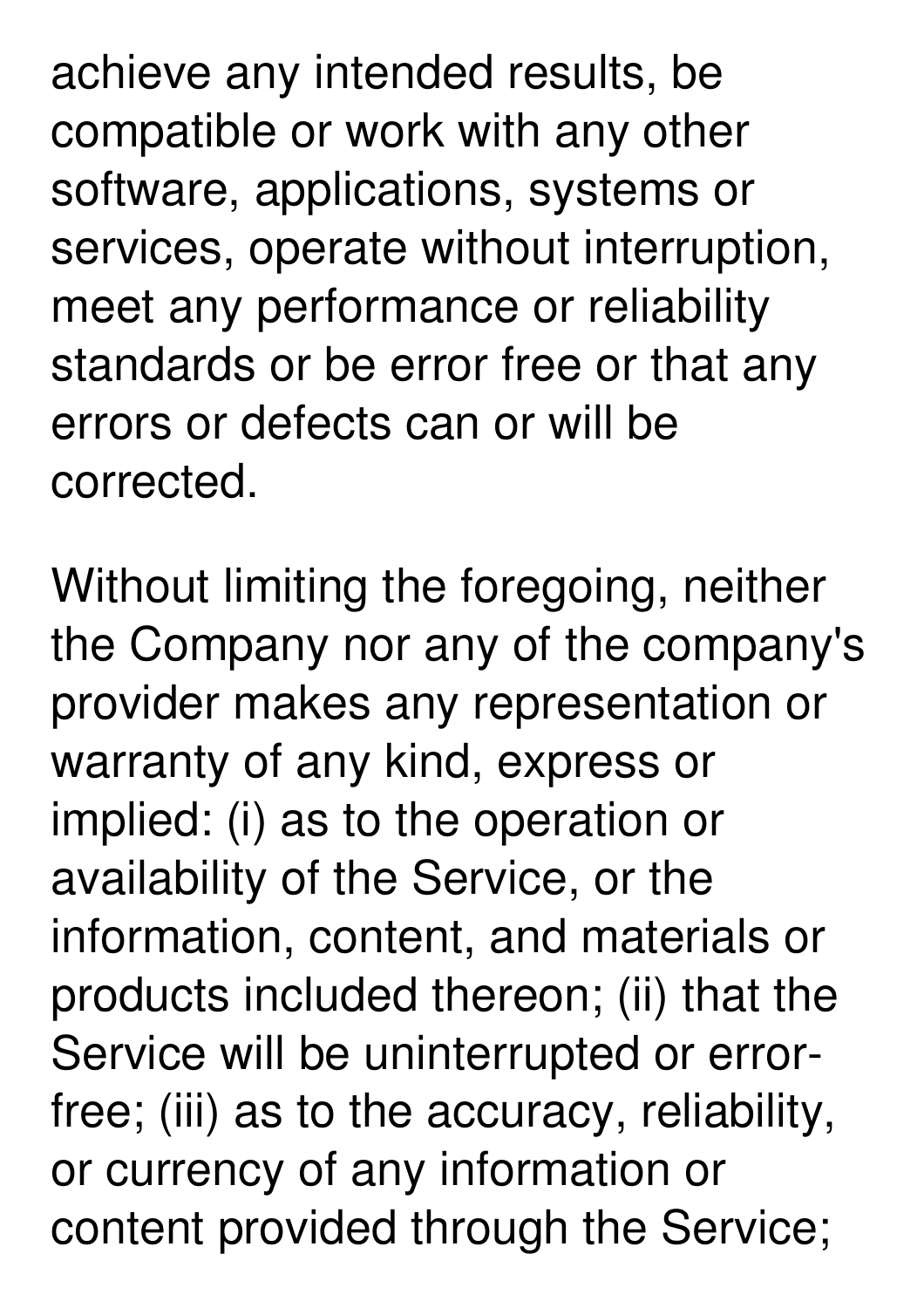achieve any intended results, be compatible or work with any other software, applications, systems or services, operate without interruption, meet any performance or reliability standards or be error free or that any errors or defects can or will be corrected.

Without limiting the foregoing, neither the Company nor any of the company's provider makes any representation or warranty of any kind, express or implied: (i) as to the operation or availability of the Service, or the information, content, and materials or products included thereon; (ii) that the Service will be uninterrupted or error-free; (iii) as to the accuracy, reliability, or currency of any information or content provided through the Service;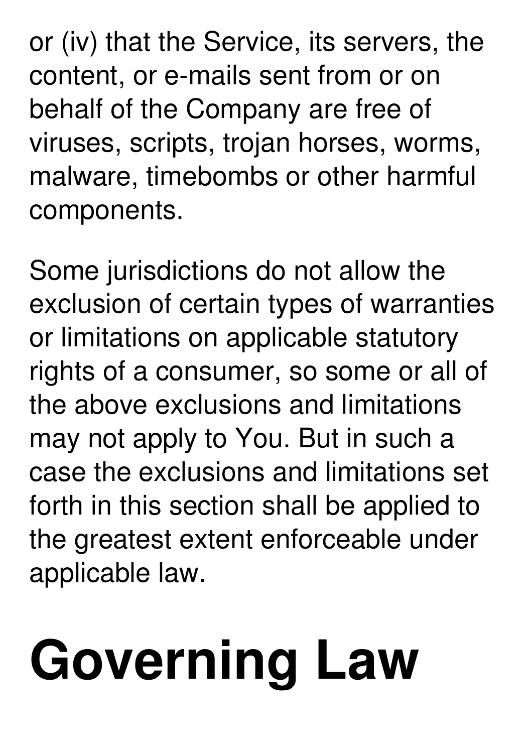or (iv) that the Service, its servers, the content, or e-mails sent from or on behalf of the Company are free of viruses, scripts, trojan horses, worms, malware, timebombs or other harmful components.

Some jurisdictions do not allow the exclusion of certain types of warranties or limitations on applicable statutory rights of a consumer, so some or all of the above exclusions and limitations may not apply to You. But in such a case the exclusions and limitations set forth in this section shall be applied to the greatest extent enforceable under applicable law.

# Governing Law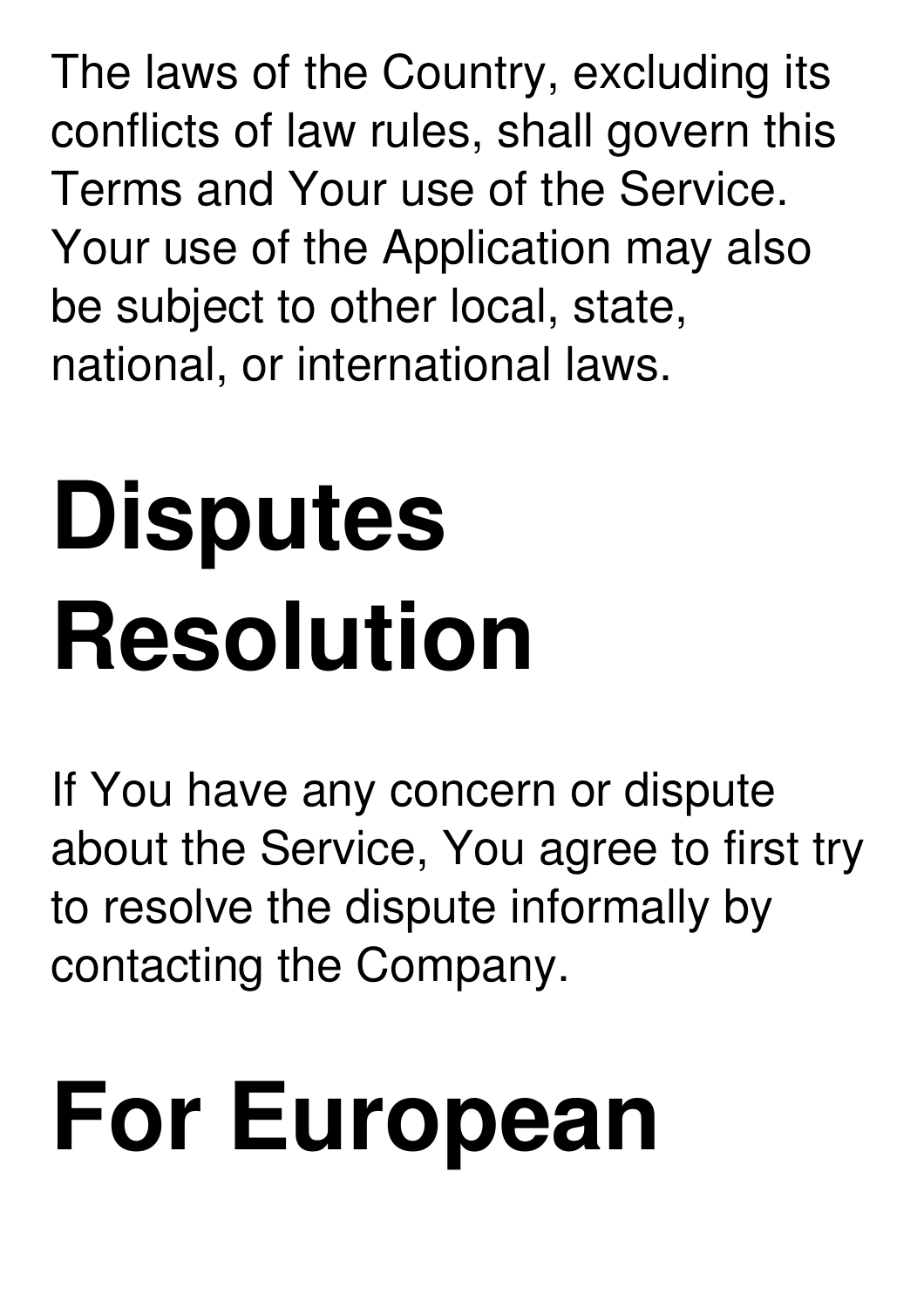The laws of the Country, excluding its conflicts of law rules, shall govern this Terms and Your use of the Service. Your use of the Application may also be subject to other local, state, national, or international laws.

# Disputes Resolution

If You have any concern or dispute about the Service, You agree to first try to resolve the dispute informally by contacting the Company.

# For European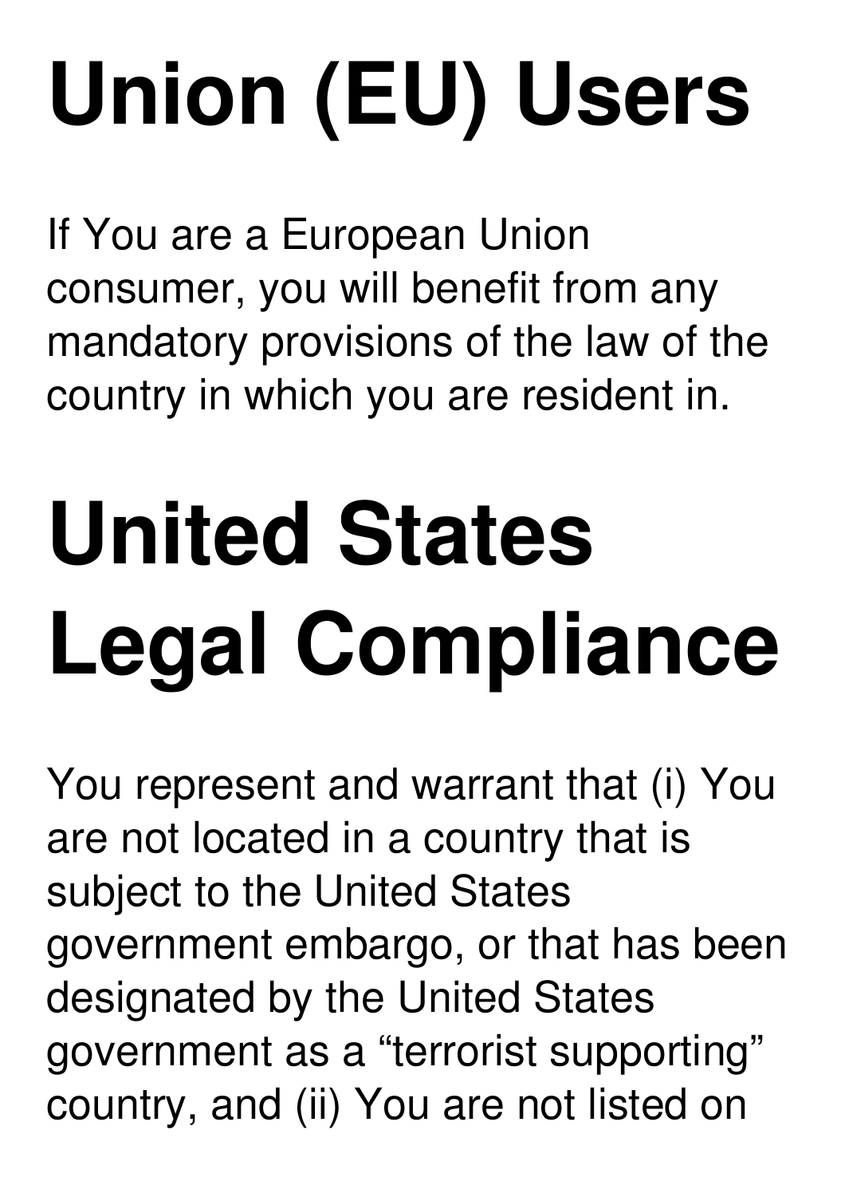# Union (EU) Users

If You are a European Union consumer, you will benefit from any mandatory provisions of the law of the country in which you are resident in.

# United States Legal Compliance

You represent and warrant that (i) You are not located in a country that is subject to the United States government embargo, or that has been designated by the United States government as a “terrorist supporting” country, and (ii) You are not listed on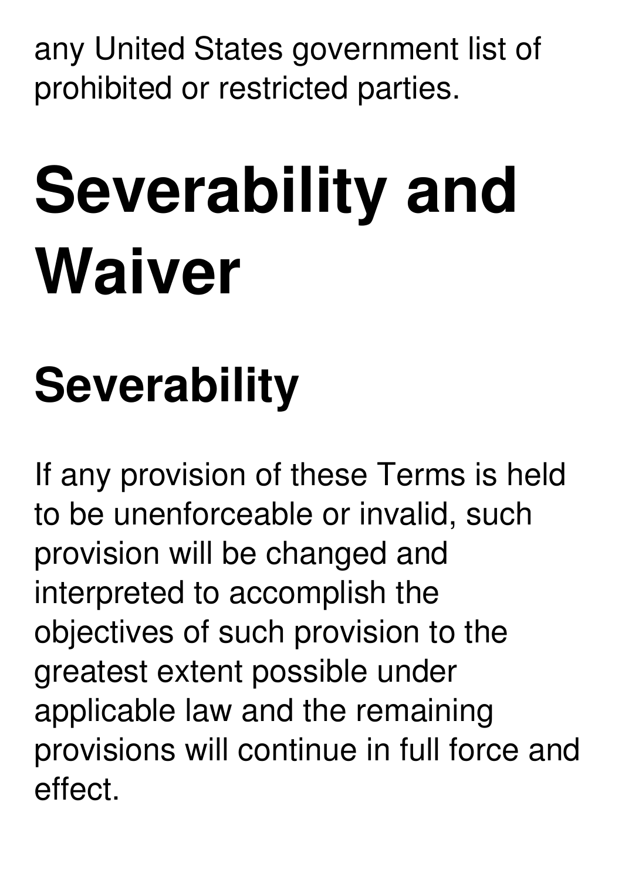any United States government list of prohibited or restricted parties.

# Severability and Waiver

## Severability

If any provision of these Terms is held to be unenforceable or invalid, such provision will be changed and interpreted to accomplish the objectives of such provision to the greatest extent possible under applicable law and the remaining provisions will continue in full force and effect.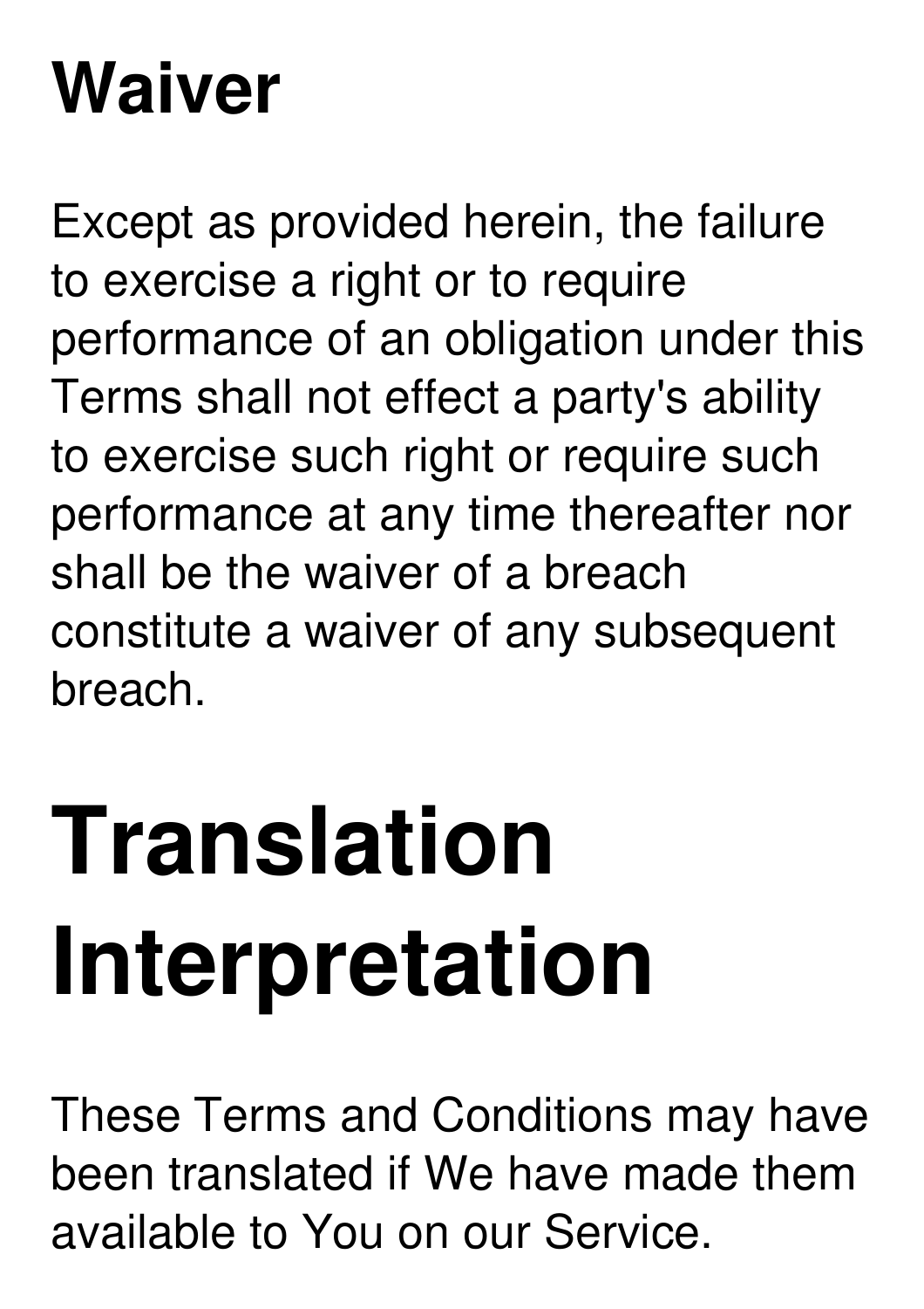## Waiver

Except as provided herein, the failure to exercise a right or to require performance of an obligation under this Terms shall not effect a party's ability to exercise such right or require such performance at any time thereafter nor shall be the waiver of a breach constitute a waiver of any subsequent breach.

# Translation Interpretation

These Terms and Conditions may have been translated if We have made them available to You on our Service.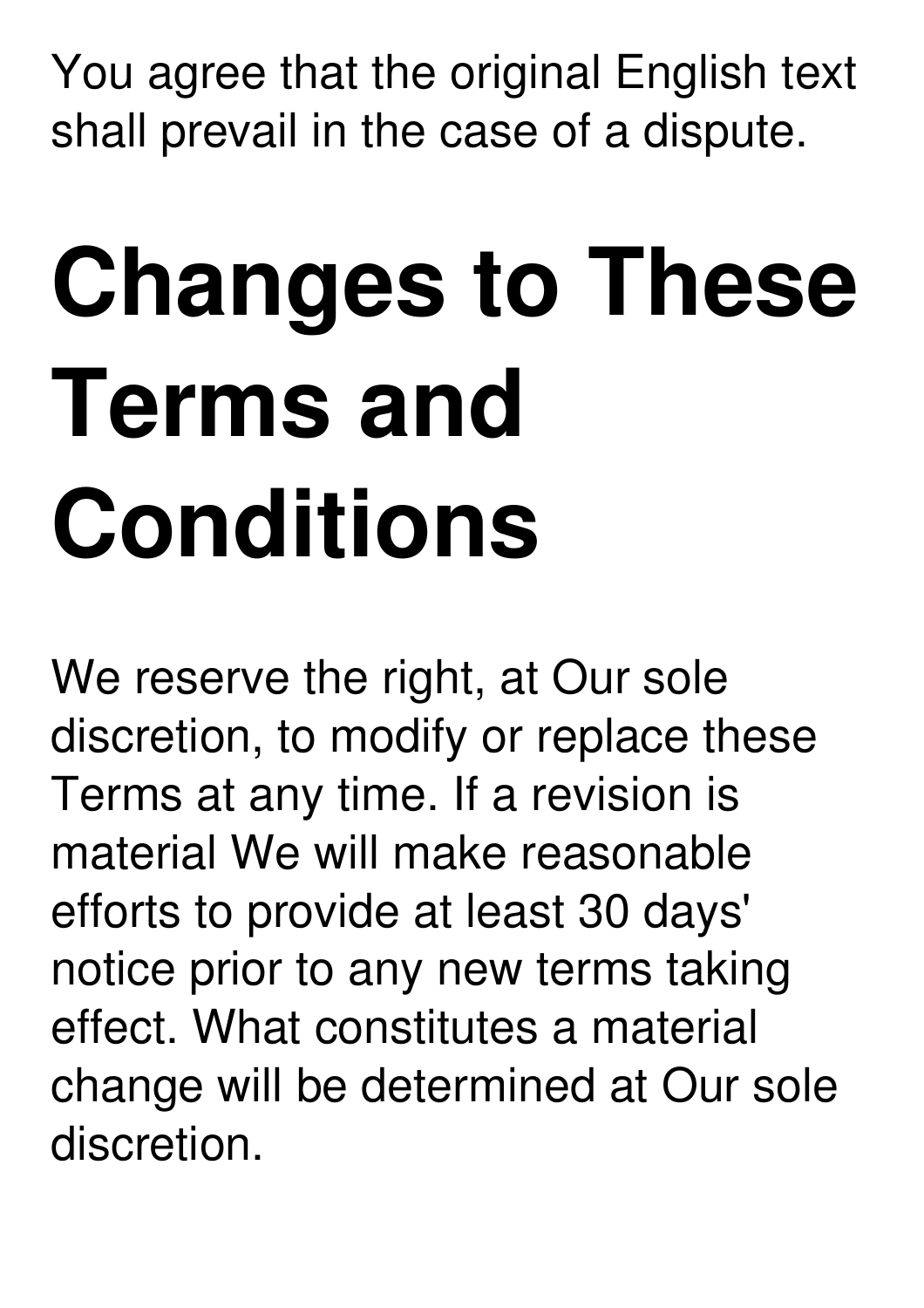You agree that the original English text shall prevail in the case of a dispute.

# Changes to These Terms and Conditions

We reserve the right, at Our sole discretion, to modify or replace these Terms at any time. If a revision is material We will make reasonable efforts to provide at least 30 days' notice prior to any new terms taking effect. What constitutes a material change will be determined at Our sole discretion.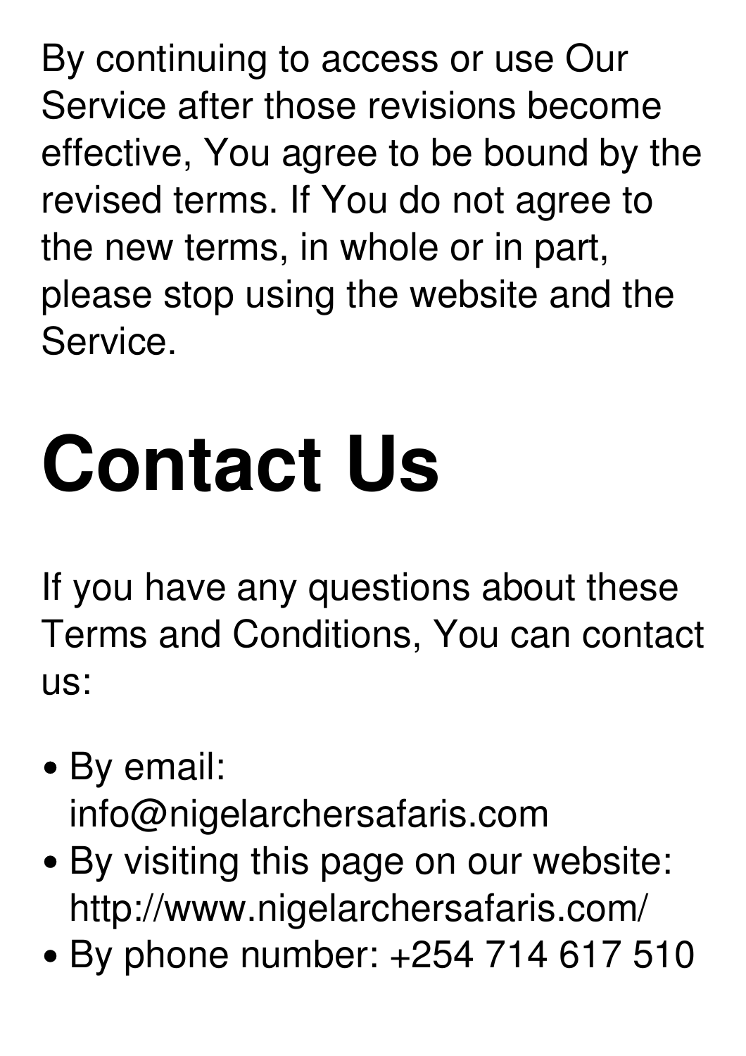By continuing to access or use Our Service after those revisions become effective, You agree to be bound by the revised terms. If You do not agree to the new terms, in whole or in part, please stop using the website and the Service.

# Contact Us

If you have any questions about these Terms and Conditions, You can contact us:

- By email: info@nigelarchersafaris.com
- By visiting this page on our website: http://www.nigelarchersafaris.com/
- By phone number: +254 714 617 510